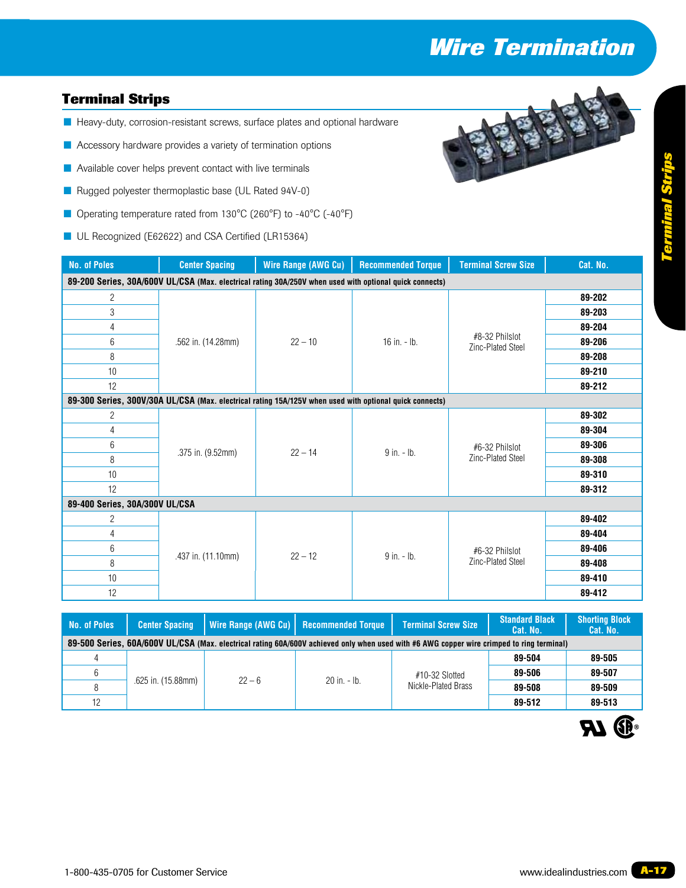# Wire Termination

## Terminal Strips

- Heavy-duty, corrosion-resistant screws, surface plates and optional hardware
- Accessory hardware provides a variety of termination options
- Available cover helps prevent contact with live terminals
- Rugged polyester thermoplastic base (UL Rated 94V-0)
- Operating temperature rated from 130°C (260°F) to -40°C (-40°F)
- UL Recognized (E62622) and CSA Certified (LR15364)

| No. of Poles | Center Spacing | Wire Range (AWG Cu) | Recommended Torque | Terminal Screw Size | Cat. No. |
|---|---|---|---|---|---|
| **89-200 Series, 30A/600V UL/CSA** (Max. electrical rating 30A/250V when used with optional quick connects) | | | | | |
| 2 | .562 in. (14.28mm) | 22 – 10 | 16 in. - lb. | #8-32 Philslot Zinc-Plated Steel | **89-202** |
| 3 | | | | | **89-203** |
| 4 | | | | | **89-204** |
| 6 | | | | | **89-206** |
| 8 | | | | | **89-208** |
| 10 | | | | | **89-210** |
| 12 | | | | | **89-212** |
| **89-300 Series, 300V/30A UL/CSA** (Max. electrical rating 15A/125V when used with optional quick connects) | | | | | |
| 2 | .375 in. (9.52mm) | 22 – 14 | 9 in. - lb. | #6-32 Philslot Zinc-Plated Steel | **89-302** |
| 4 | | | | | **89-304** |
| 6 | | | | | **89-306** |
| 8 | | | | | **89-308** |
| 10 | | | | | **89-310** |
| 12 | | | | | **89-312** |
| **89-400 Series, 30A/300V UL/CSA** | | | | | |
| 2 | .437 in. (11.10mm) | 22 – 12 | 9 in. - lb. | #6-32 Philslot Zinc-Plated Steel | **89-402** |
| 4 | | | | | **89-404** |
| 6 | | | | | **89-406** |
| 8 | | | | | **89-408** |
| 10 | | | | | **89-410** |
| 12 | | | | | **89-412** |

| No. of Poles | Center Spacing | Wire Range (AWG Cu) | Recommended Torque | Terminal Screw Size | Standard Black Cat. No. | Shorting Block Cat. No. |
|---|---|---|---|---|---|---|
| **89-500 Series, 60A/600V UL/CSA** (Max. electrical rating 60A/600V achieved only when used with #6 AWG copper wire crimped to ring terminal) | | | | | | |
| 4 | .625 in. (15.88mm) | 22 – 6 | 20 in. - lb. | #10-32 Slotted Nickle-Plated Brass | **89-504** | **89-505** |
| 6 | | | | | **89-506** | **89-507** |
| 8 | | | | | **89-508** | **89-509** |
| 12 | | | | | **89-512** | **89-513** |

1-800-435-0705 for Customer Service

www.idealindustries.com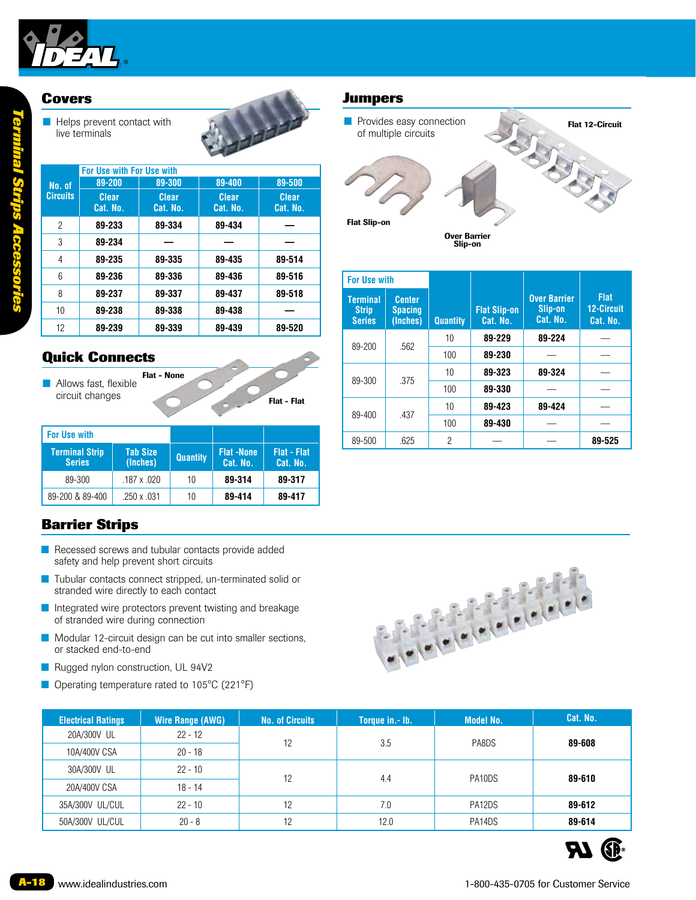## Covers

- Helps prevent contact with live terminals

| No. of Circuits | For Use with 89-200 Clear Cat. No. | For Use with 89-300 Clear Cat. No. | 89-400 Clear Cat. No. | 89-500 Clear Cat. No. |
|---|---|---|---|---|
| 2 | **89-233** | **89-334** | **89-434** | — |
| 3 | **89-234** | — | — | — |
| 4 | **89-235** | **89-335** | **89-435** | **89-514** |
| 6 | **89-236** | **89-336** | **89-436** | **89-516** |
| 8 | **89-237** | **89-337** | **89-437** | **89-518** |
| 10 | **89-238** | **89-338** | **89-438** | — |
| 12 | **89-239** | **89-339** | **89-439** | **89-520** |

## Quick Connects

- Allows fast, flexible circuit changes

Flat - None

Flat - Flat

| For Use with | | | | |
|---|---|---|---|---|
| Terminal Strip Series | Tab Size (Inches) | Quantity | Flat -None Cat. No. | Flat - Flat Cat. No. |
| 89-300 | .187 x .020 | 10 | **89-314** | **89-317** |
| 89-200 & 89-400 | .250 x .031 | 10 | **89-414** | **89-417** |

## Jumpers

- Provides easy connection of multiple circuits

Flat 12-Circuit

Flat Slip-on

Over Barrier Slip-on

| For Use with | | | | | |
|---|---|---|---|---|---|
| Terminal Strip Series | Center Spacing (Inches) | Quantity | Flat Slip-on Cat. No. | Over Barrier Slip-on Cat. No. | Flat 12-Circuit Cat. No. |
| 89-200 | .562 | 10 | **89-229** | **89-224** | — |
| | | 100 | **89-230** | — | — |
| 89-300 | .375 | 10 | **89-323** | **89-324** | — |
| | | 100 | **89-330** | — | — |
| 89-400 | .437 | 10 | **89-423** | **89-424** | — |
| | | 100 | **89-430** | — | — |
| 89-500 | .625 | 2 | — | — | **89-525** |

## Barrier Strips

- Recessed screws and tubular contacts provide added safety and help prevent short circuits
- Tubular contacts connect stripped, un-terminated solid or stranded wire directly to each contact
- Integrated wire protectors prevent twisting and breakage of stranded wire during connection
- Modular 12-circuit design can be cut into smaller sections, or stacked end-to-end
- Rugged nylon construction, UL 94V2
- Operating temperature rated to 105°C (221°F)

| Electrical Ratings | Wire Range (AWG) | No. of Circuits | Torque in.- lb. | Model No. | Cat. No. |
|---|---|---|---|---|---|
| 20A/300V UL | 22 - 12 | 12 | 3.5 | PA8DS | **89-608** |
| 10A/400V CSA | 20 - 18 | | | | |
| 30A/300V UL | 22 - 10 | 12 | 4.4 | PA10DS | **89-610** |
| 20A/400V CSA | 18 - 14 | | | | |
| 35A/300V UL/CUL | 22 - 10 | 12 | 7.0 | PA12DS | **89-612** |
| 50A/300V UL/CUL | 20 - 8 | 12 | 12.0 | PA14DS | **89-614** |

www.idealindustries.com

1-800-435-0705 for Customer Service